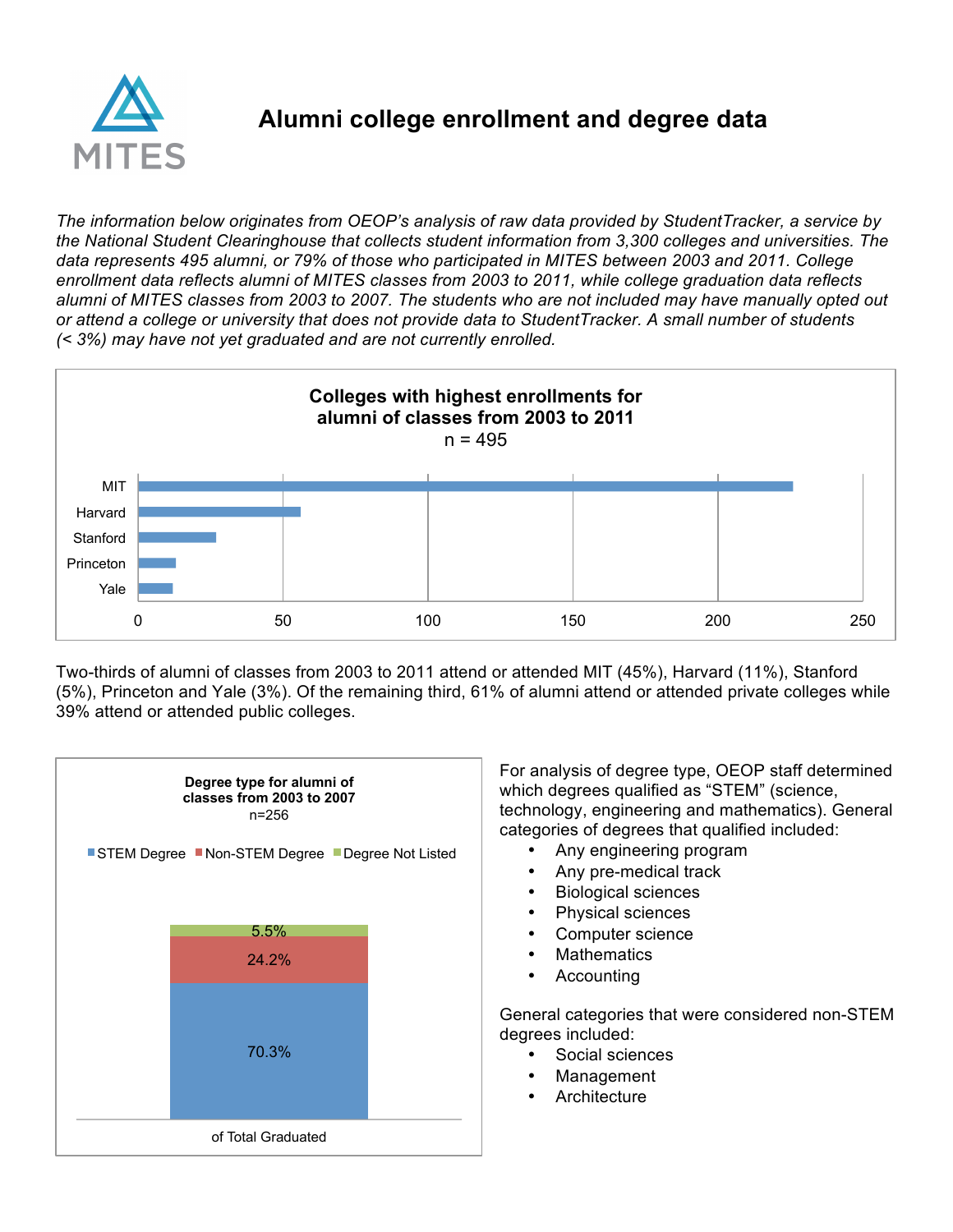# Alumni college enrollment and degree data

*The information below originates from OEOP's analysis of raw data provided by StudentTracker, a service by the National Student Clearinghouse that collects student information from 3,300 colleges and universities. The data represents 495 alumni, or 79% of those who participated in MITES between 2003 and 2011. College enrollment data reflects alumni of MITES classes from 2003 to 2011, while college graduation data reflects alumni of MITES classes from 2003 to 2007. The students who are not included may have manually opted out or attend a college or university that does not provide data to StudentTracker. A small number of students (< 3%) may have not yet graduated and are not currently enrolled.*

**Colleges with highest enrollments for alumni of classes from 2003 to 2011**
n = 495

| College | Enrollment |
|---|---|
| MIT | ~225 |
| Harvard | ~56 |
| Stanford | ~27 |
| Princeton | ~13 |
| Yale | ~12 |

Two-thirds of alumni of classes from 2003 to 2011 attend or attended MIT (45%), Harvard (11%), Stanford (5%), Princeton and Yale (3%). Of the remaining third, 61% of alumni attend or attended private colleges while 39% attend or attended public colleges.

**Degree type for alumni of classes from 2003 to 2007**
n=256

| Degree Type | of Total Graduated |
|---|---|
| STEM Degree | 70.3% |
| Non-STEM Degree | 24.2% |
| Degree Not Listed | 5.5% |

For analysis of degree type, OEOP staff determined which degrees qualified as "STEM" (science, technology, engineering and mathematics). General categories of degrees that qualified included:

- Any engineering program
- Any pre-medical track
- Biological sciences
- Physical sciences
- Computer science
- Mathematics
- Accounting

General categories that were considered non-STEM degrees included:

- Social sciences
- Management
- Architecture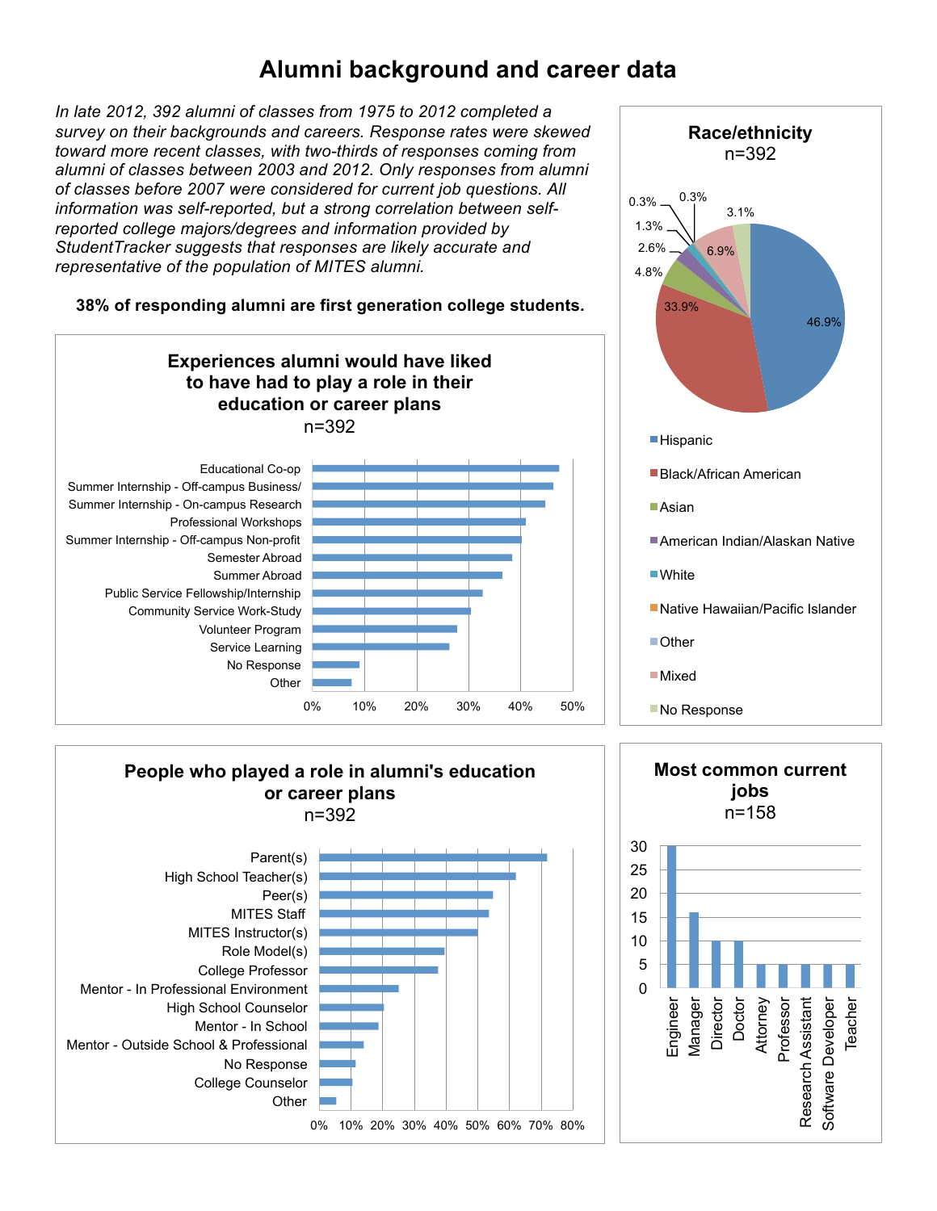# Alumni background and career data

*In late 2012, 392 alumni of classes from 1975 to 2012 completed a survey on their backgrounds and careers. Response rates were skewed toward more recent classes, with two-thirds of responses coming from alumni of classes between 2003 and 2012. Only responses from alumni of classes before 2007 were considered for current job questions. All information was self-reported, but a strong correlation between self-reported college majors/degrees and information provided by StudentTracker suggests that responses are likely accurate and representative of the population of MITES alumni.*

**38% of responding alumni are first generation college students.**

## Experiences alumni would have liked to have had to play a role in their education or career plans

n=392

Educational Co-op
Summer Internship - Off-campus Business/
Summer Internship - On-campus Research
Professional Workshops
Summer Internship - Off-campus Non-profit
Semester Abroad
Summer Abroad
Public Service Fellowship/Internship
Community Service Work-Study
Volunteer Program
Service Learning
No Response
Other

0% 10% 20% 30% 40% 50%

## Race/ethnicity

n=392

46.9%
33.9%
4.8%
2.6%
1.3%
0.3%
0.3%
6.9%
3.1%

Hispanic
Black/African American
Asian
American Indian/Alaskan Native
White
Native Hawaiian/Pacific Islander
Other
Mixed
No Response

## People who played a role in alumni's education or career plans

n=392

Parent(s)
High School Teacher(s)
Peer(s)
MITES Staff
MITES Instructor(s)
Role Model(s)
College Professor
Mentor - In Professional Environment
High School Counselor
Mentor - In School
Mentor - Outside School & Professional
No Response
College Counselor
Other

0% 10% 20% 30% 40% 50% 60% 70% 80%

## Most common current jobs

n=158

30
25
20
15
10
5
0

Engineer
Manager
Director
Doctor
Attorney
Professor
Research Assistant
Software Developer
Teacher